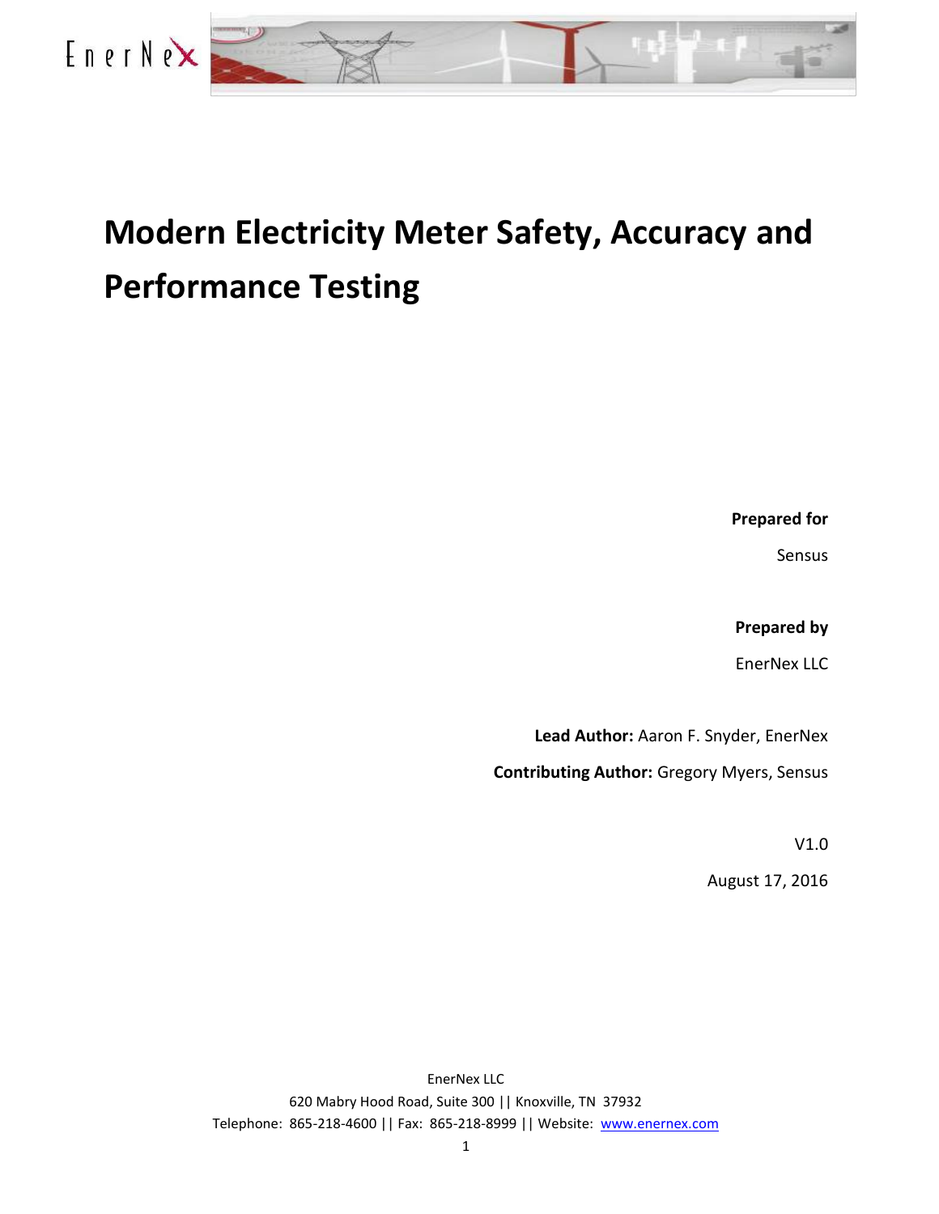# Modern Electricity Meter Safety, Accuracy and Performance Testing

**Prepared for**

Sensus

**Prepared by**

EnerNex LLC

**Lead Author:** Aaron F. Snyder, EnerNex

**Contributing Author:** Gregory Myers, Sensus

V1.0

August 17, 2016

EnerNex LLC
620 Mabry Hood Road, Suite 300 || Knoxville, TN 37932
Telephone: 865-218-4600 || Fax: 865-218-8999 || Website: www.enernex.com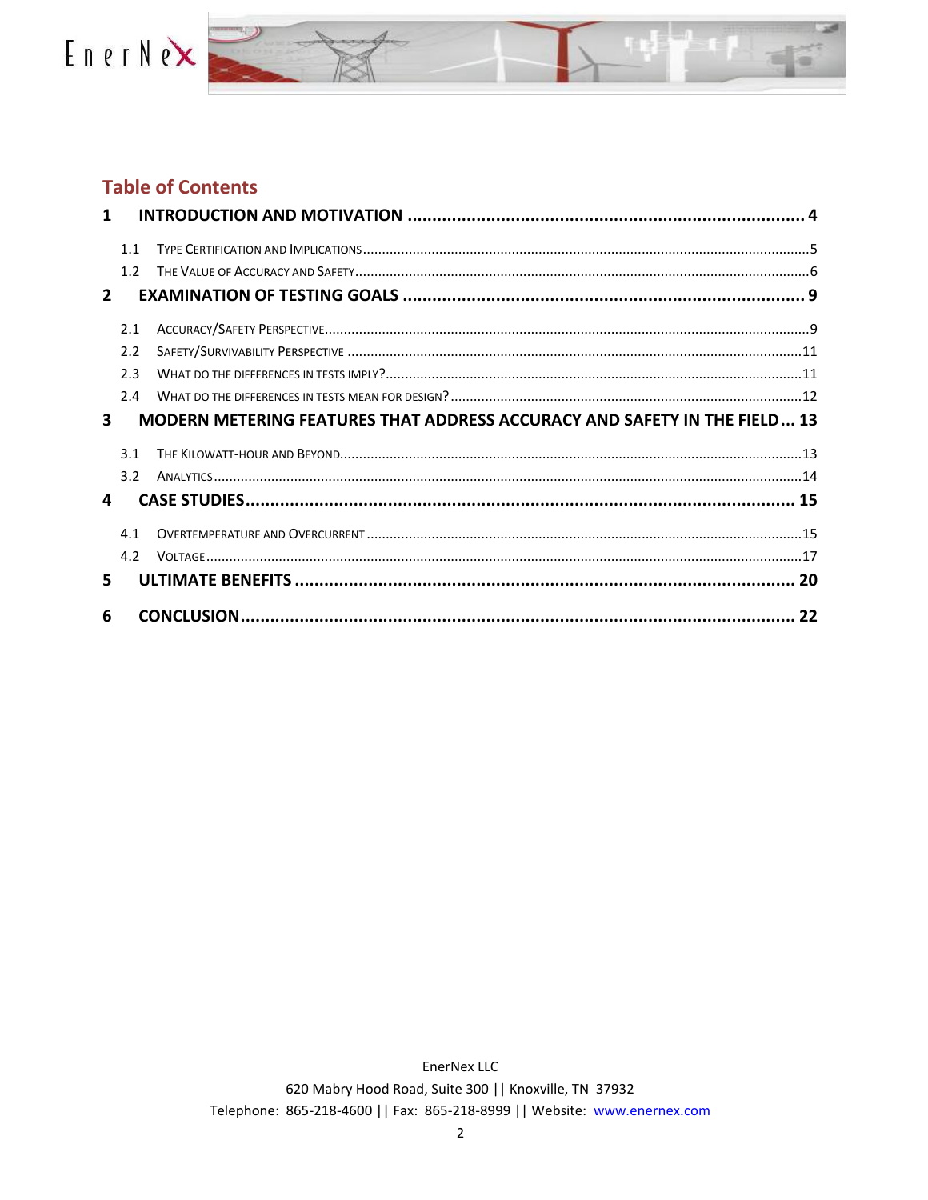## Table of Contents

**1 INTRODUCTION AND MOTIVATION .......... 4**

- 1.1 TYPE CERTIFICATION AND IMPLICATIONS .......... 5
- 1.2 THE VALUE OF ACCURACY AND SAFETY .......... 6

**2 EXAMINATION OF TESTING GOALS .......... 9**

- 2.1 ACCURACY/SAFETY PERSPECTIVE .......... 9
- 2.2 SAFETY/SURVIVABILITY PERSPECTIVE .......... 11
- 2.3 WHAT DO THE DIFFERENCES IN TESTS IMPLY? .......... 11
- 2.4 WHAT DO THE DIFFERENCES IN TESTS MEAN FOR DESIGN? .......... 12

**3 MODERN METERING FEATURES THAT ADDRESS ACCURACY AND SAFETY IN THE FIELD .......... 13**

- 3.1 THE KILOWATT-HOUR AND BEYOND .......... 13
- 3.2 ANALYTICS .......... 14

**4 CASE STUDIES .......... 15**

- 4.1 OVERTEMPERATURE AND OVERCURRENT .......... 15
- 4.2 VOLTAGE .......... 17

**5 ULTIMATE BENEFITS .......... 20**

**6 CONCLUSION .......... 22**

EnerNex LLC

620 Mabry Hood Road, Suite 300 || Knoxville, TN 37932

Telephone: 865-218-4600 || Fax: 865-218-8999 || Website: www.enernex.com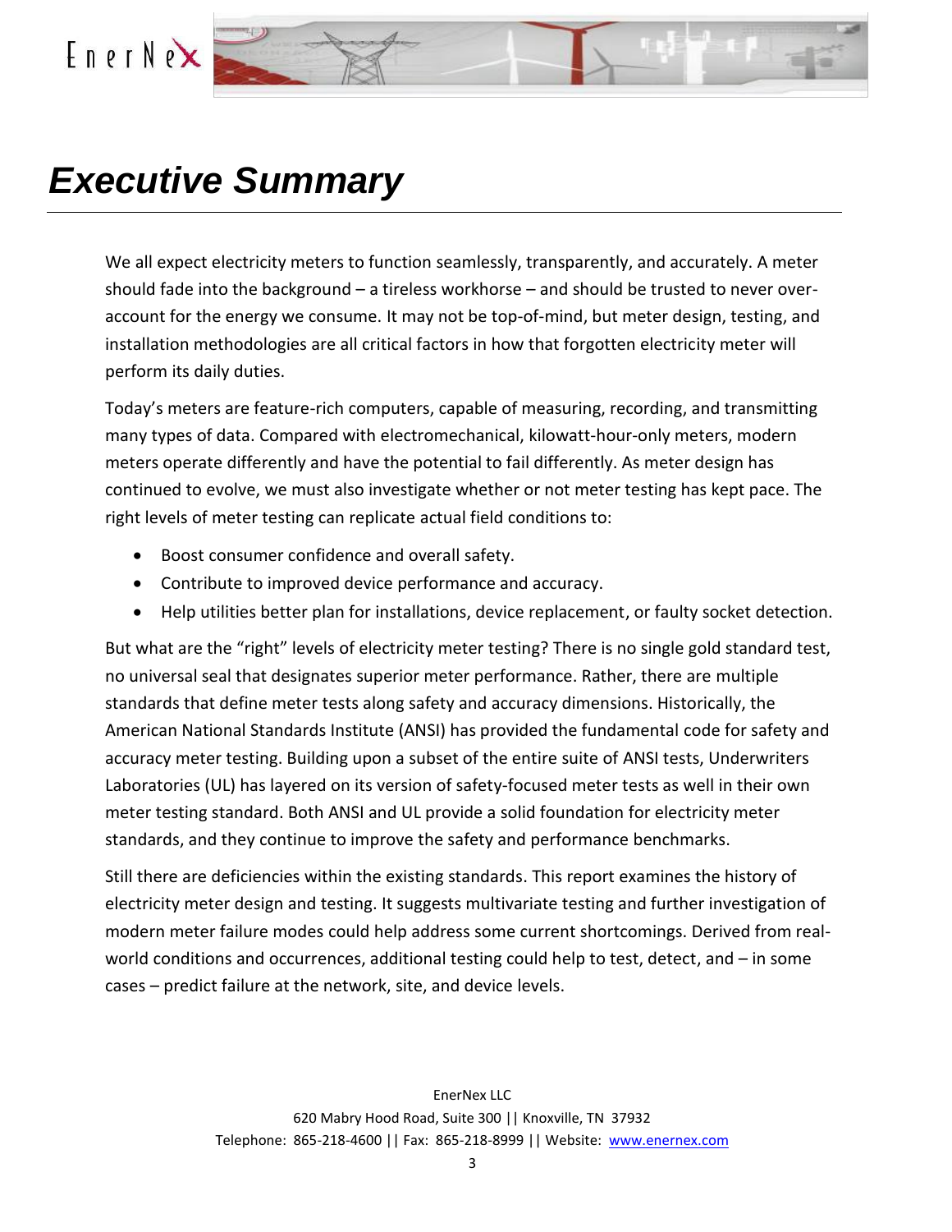# *Executive Summary*

We all expect electricity meters to function seamlessly, transparently, and accurately. A meter should fade into the background – a tireless workhorse – and should be trusted to never over-account for the energy we consume. It may not be top-of-mind, but meter design, testing, and installation methodologies are all critical factors in how that forgotten electricity meter will perform its daily duties.

Today's meters are feature-rich computers, capable of measuring, recording, and transmitting many types of data. Compared with electromechanical, kilowatt-hour-only meters, modern meters operate differently and have the potential to fail differently. As meter design has continued to evolve, we must also investigate whether or not meter testing has kept pace. The right levels of meter testing can replicate actual field conditions to:

- Boost consumer confidence and overall safety.
- Contribute to improved device performance and accuracy.
- Help utilities better plan for installations, device replacement, or faulty socket detection.

But what are the "right" levels of electricity meter testing? There is no single gold standard test, no universal seal that designates superior meter performance. Rather, there are multiple standards that define meter tests along safety and accuracy dimensions. Historically, the American National Standards Institute (ANSI) has provided the fundamental code for safety and accuracy meter testing. Building upon a subset of the entire suite of ANSI tests, Underwriters Laboratories (UL) has layered on its version of safety-focused meter tests as well in their own meter testing standard. Both ANSI and UL provide a solid foundation for electricity meter standards, and they continue to improve the safety and performance benchmarks.

Still there are deficiencies within the existing standards. This report examines the history of electricity meter design and testing. It suggests multivariate testing and further investigation of modern meter failure modes could help address some current shortcomings. Derived from real-world conditions and occurrences, additional testing could help to test, detect, and – in some cases – predict failure at the network, site, and device levels.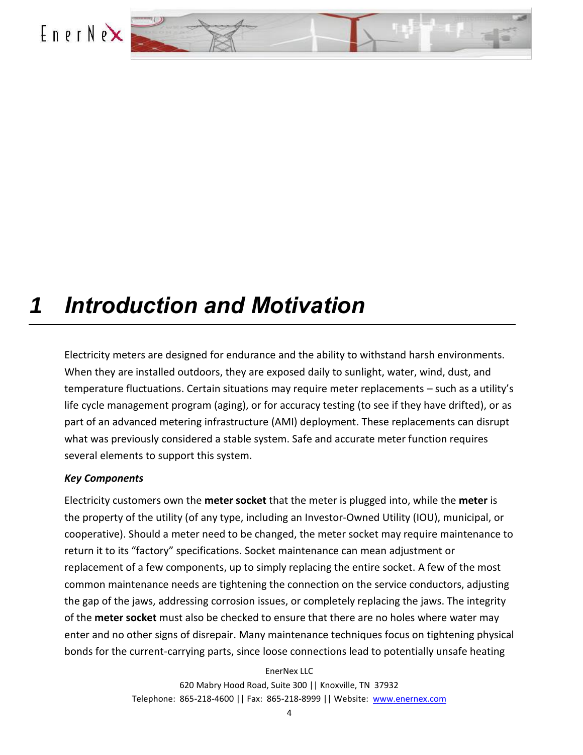# 1 Introduction and Motivation

Electricity meters are designed for endurance and the ability to withstand harsh environments. When they are installed outdoors, they are exposed daily to sunlight, water, wind, dust, and temperature fluctuations. Certain situations may require meter replacements – such as a utility's life cycle management program (aging), or for accuracy testing (to see if they have drifted), or as part of an advanced metering infrastructure (AMI) deployment. These replacements can disrupt what was previously considered a stable system. Safe and accurate meter function requires several elements to support this system.

***Key Components***

Electricity customers own the **meter socket** that the meter is plugged into, while the **meter** is the property of the utility (of any type, including an Investor-Owned Utility (IOU), municipal, or cooperative). Should a meter need to be changed, the meter socket may require maintenance to return it to its "factory" specifications. Socket maintenance can mean adjustment or replacement of a few components, up to simply replacing the entire socket. A few of the most common maintenance needs are tightening the connection on the service conductors, adjusting the gap of the jaws, addressing corrosion issues, or completely replacing the jaws. The integrity of the **meter socket** must also be checked to ensure that there are no holes where water may enter and no other signs of disrepair. Many maintenance techniques focus on tightening physical bonds for the current-carrying parts, since loose connections lead to potentially unsafe heating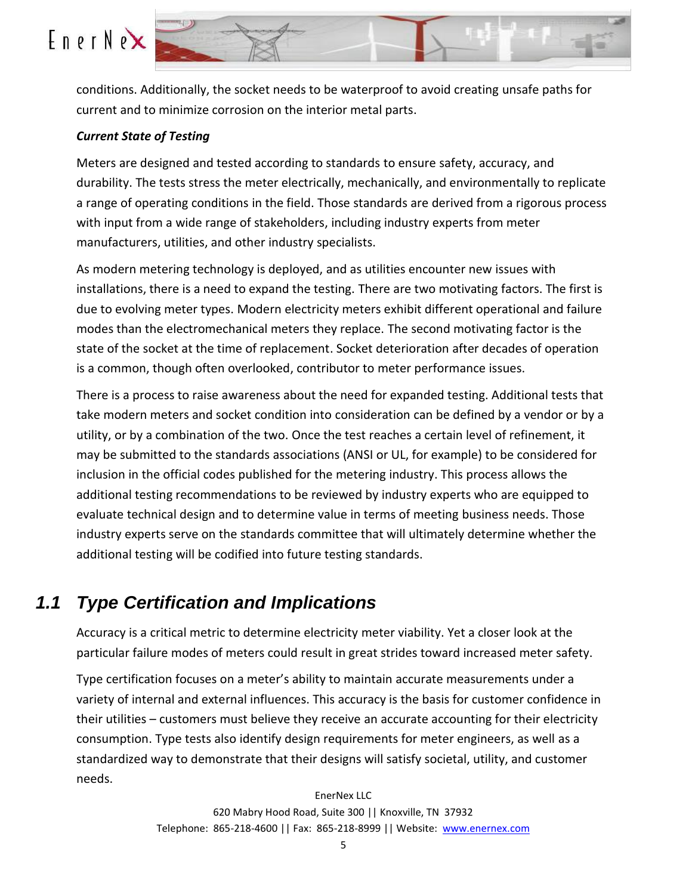conditions. Additionally, the socket needs to be waterproof to avoid creating unsafe paths for current and to minimize corrosion on the interior metal parts.

***Current State of Testing***

Meters are designed and tested according to standards to ensure safety, accuracy, and durability. The tests stress the meter electrically, mechanically, and environmentally to replicate a range of operating conditions in the field. Those standards are derived from a rigorous process with input from a wide range of stakeholders, including industry experts from meter manufacturers, utilities, and other industry specialists.

As modern metering technology is deployed, and as utilities encounter new issues with installations, there is a need to expand the testing. There are two motivating factors. The first is due to evolving meter types. Modern electricity meters exhibit different operational and failure modes than the electromechanical meters they replace. The second motivating factor is the state of the socket at the time of replacement. Socket deterioration after decades of operation is a common, though often overlooked, contributor to meter performance issues.

There is a process to raise awareness about the need for expanded testing. Additional tests that take modern meters and socket condition into consideration can be defined by a vendor or by a utility, or by a combination of the two. Once the test reaches a certain level of refinement, it may be submitted to the standards associations (ANSI or UL, for example) to be considered for inclusion in the official codes published for the metering industry. This process allows the additional testing recommendations to be reviewed by industry experts who are equipped to evaluate technical design and to determine value in terms of meeting business needs. Those industry experts serve on the standards committee that will ultimately determine whether the additional testing will be codified into future testing standards.

## *1.1 Type Certification and Implications*

Accuracy is a critical metric to determine electricity meter viability. Yet a closer look at the particular failure modes of meters could result in great strides toward increased meter safety.

Type certification focuses on a meter's ability to maintain accurate measurements under a variety of internal and external influences. This accuracy is the basis for customer confidence in their utilities – customers must believe they receive an accurate accounting for their electricity consumption. Type tests also identify design requirements for meter engineers, as well as a standardized way to demonstrate that their designs will satisfy societal, utility, and customer needs.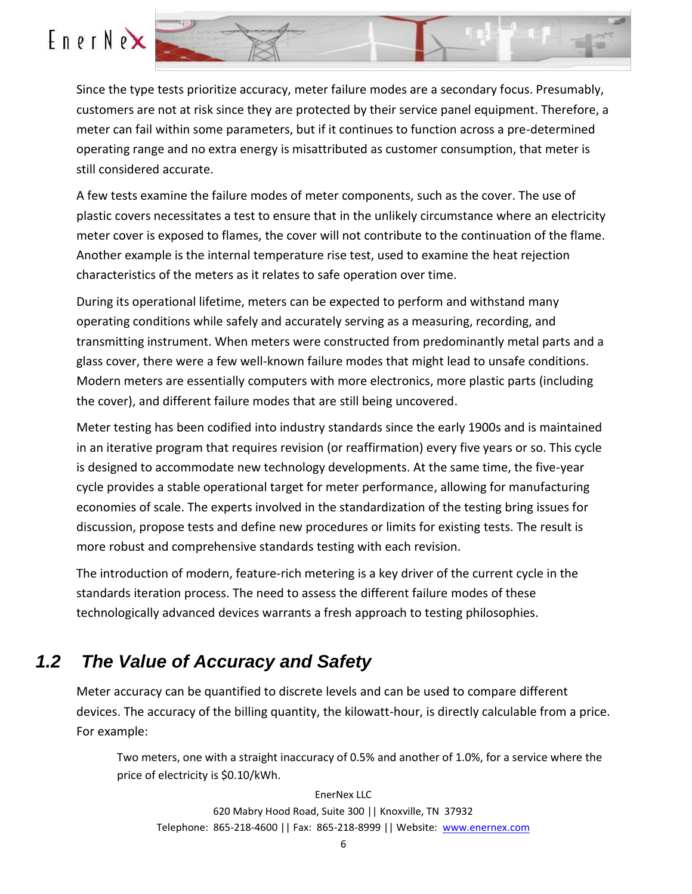Since the type tests prioritize accuracy, meter failure modes are a secondary focus. Presumably, customers are not at risk since they are protected by their service panel equipment. Therefore, a meter can fail within some parameters, but if it continues to function across a pre-determined operating range and no extra energy is misattributed as customer consumption, that meter is still considered accurate.

A few tests examine the failure modes of meter components, such as the cover. The use of plastic covers necessitates a test to ensure that in the unlikely circumstance where an electricity meter cover is exposed to flames, the cover will not contribute to the continuation of the flame. Another example is the internal temperature rise test, used to examine the heat rejection characteristics of the meters as it relates to safe operation over time.

During its operational lifetime, meters can be expected to perform and withstand many operating conditions while safely and accurately serving as a measuring, recording, and transmitting instrument. When meters were constructed from predominantly metal parts and a glass cover, there were a few well-known failure modes that might lead to unsafe conditions. Modern meters are essentially computers with more electronics, more plastic parts (including the cover), and different failure modes that are still being uncovered.

Meter testing has been codified into industry standards since the early 1900s and is maintained in an iterative program that requires revision (or reaffirmation) every five years or so. This cycle is designed to accommodate new technology developments. At the same time, the five-year cycle provides a stable operational target for meter performance, allowing for manufacturing economies of scale. The experts involved in the standardization of the testing bring issues for discussion, propose tests and define new procedures or limits for existing tests. The result is more robust and comprehensive standards testing with each revision.

The introduction of modern, feature-rich metering is a key driver of the current cycle in the standards iteration process. The need to assess the different failure modes of these technologically advanced devices warrants a fresh approach to testing philosophies.

## 1.2 The Value of Accuracy and Safety

Meter accuracy can be quantified to discrete levels and can be used to compare different devices. The accuracy of the billing quantity, the kilowatt-hour, is directly calculable from a price. For example:

> Two meters, one with a straight inaccuracy of 0.5% and another of 1.0%, for a service where the price of electricity is $0.10/kWh.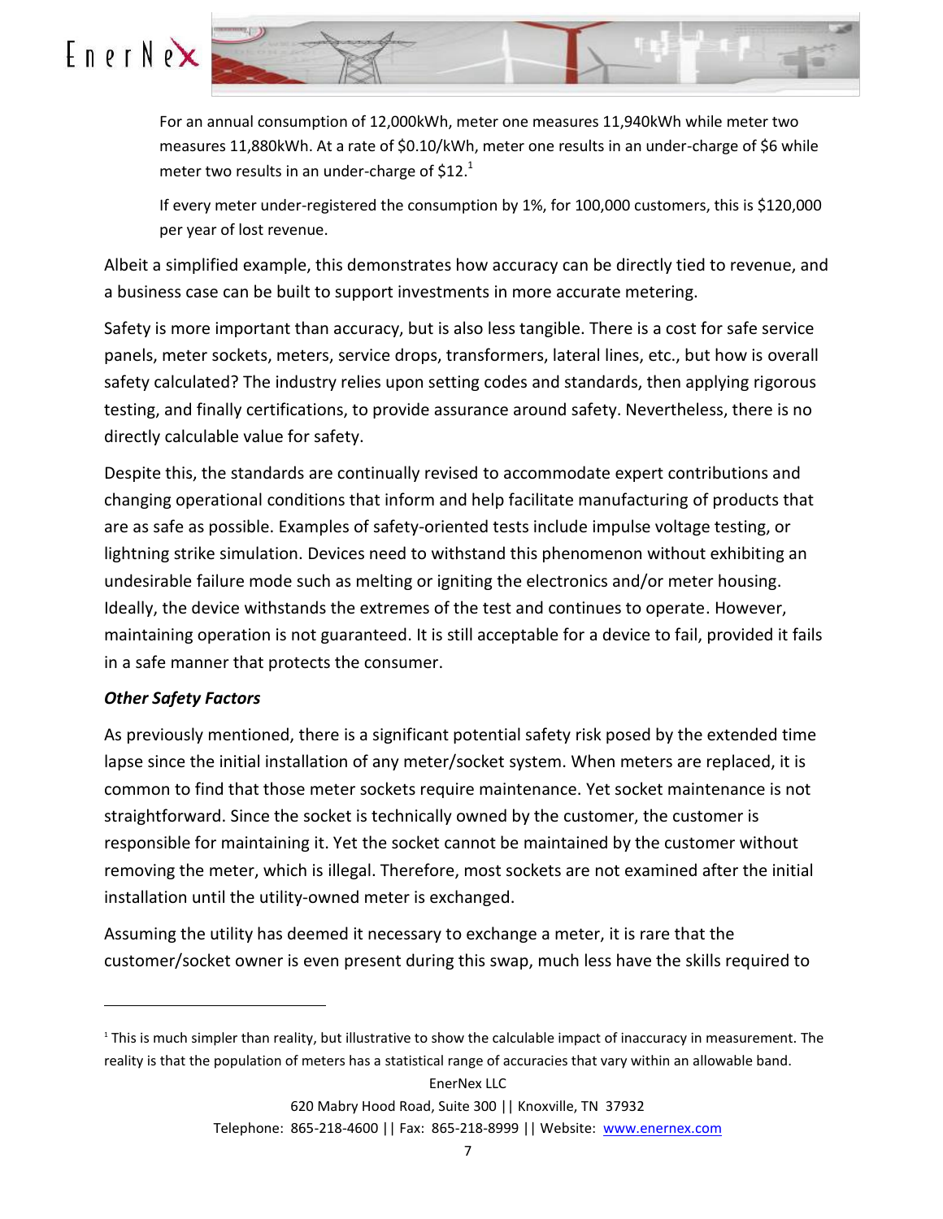For an annual consumption of 12,000kWh, meter one measures 11,940kWh while meter two measures 11,880kWh. At a rate of $0.10/kWh, meter one results in an under-charge of $6 while meter two results in an under-charge of $12.[1]

If every meter under-registered the consumption by 1%, for 100,000 customers, this is $120,000 per year of lost revenue.

Albeit a simplified example, this demonstrates how accuracy can be directly tied to revenue, and a business case can be built to support investments in more accurate metering.

Safety is more important than accuracy, but is also less tangible. There is a cost for safe service panels, meter sockets, meters, service drops, transformers, lateral lines, etc., but how is overall safety calculated? The industry relies upon setting codes and standards, then applying rigorous testing, and finally certifications, to provide assurance around safety. Nevertheless, there is no directly calculable value for safety.

Despite this, the standards are continually revised to accommodate expert contributions and changing operational conditions that inform and help facilitate manufacturing of products that are as safe as possible. Examples of safety-oriented tests include impulse voltage testing, or lightning strike simulation. Devices need to withstand this phenomenon without exhibiting an undesirable failure mode such as melting or igniting the electronics and/or meter housing. Ideally, the device withstands the extremes of the test and continues to operate. However, maintaining operation is not guaranteed. It is still acceptable for a device to fail, provided it fails in a safe manner that protects the consumer.

### *Other Safety Factors*

As previously mentioned, there is a significant potential safety risk posed by the extended time lapse since the initial installation of any meter/socket system. When meters are replaced, it is common to find that those meter sockets require maintenance. Yet socket maintenance is not straightforward. Since the socket is technically owned by the customer, the customer is responsible for maintaining it. Yet the socket cannot be maintained by the customer without removing the meter, which is illegal. Therefore, most sockets are not examined after the initial installation until the utility-owned meter is exchanged.

Assuming the utility has deemed it necessary to exchange a meter, it is rare that the customer/socket owner is even present during this swap, much less have the skills required to

---

[1] This is much simpler than reality, but illustrative to show the calculable impact of inaccuracy in measurement. The reality is that the population of meters has a statistical range of accuracies that vary within an allowable band.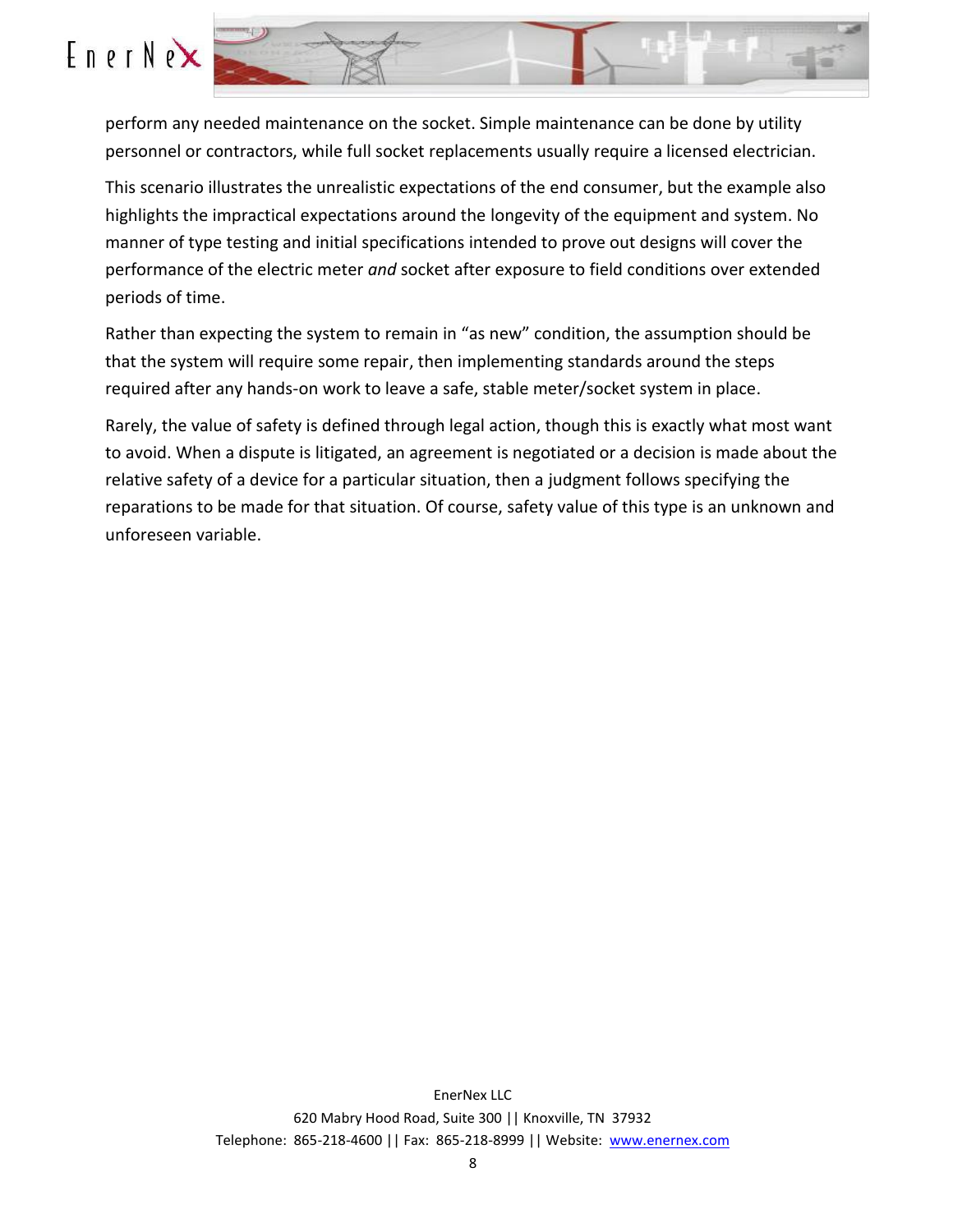perform any needed maintenance on the socket. Simple maintenance can be done by utility personnel or contractors, while full socket replacements usually require a licensed electrician.

This scenario illustrates the unrealistic expectations of the end consumer, but the example also highlights the impractical expectations around the longevity of the equipment and system. No manner of type testing and initial specifications intended to prove out designs will cover the performance of the electric meter *and* socket after exposure to field conditions over extended periods of time.

Rather than expecting the system to remain in "as new" condition, the assumption should be that the system will require some repair, then implementing standards around the steps required after any hands-on work to leave a safe, stable meter/socket system in place.

Rarely, the value of safety is defined through legal action, though this is exactly what most want to avoid. When a dispute is litigated, an agreement is negotiated or a decision is made about the relative safety of a device for a particular situation, then a judgment follows specifying the reparations to be made for that situation. Of course, safety value of this type is an unknown and unforeseen variable.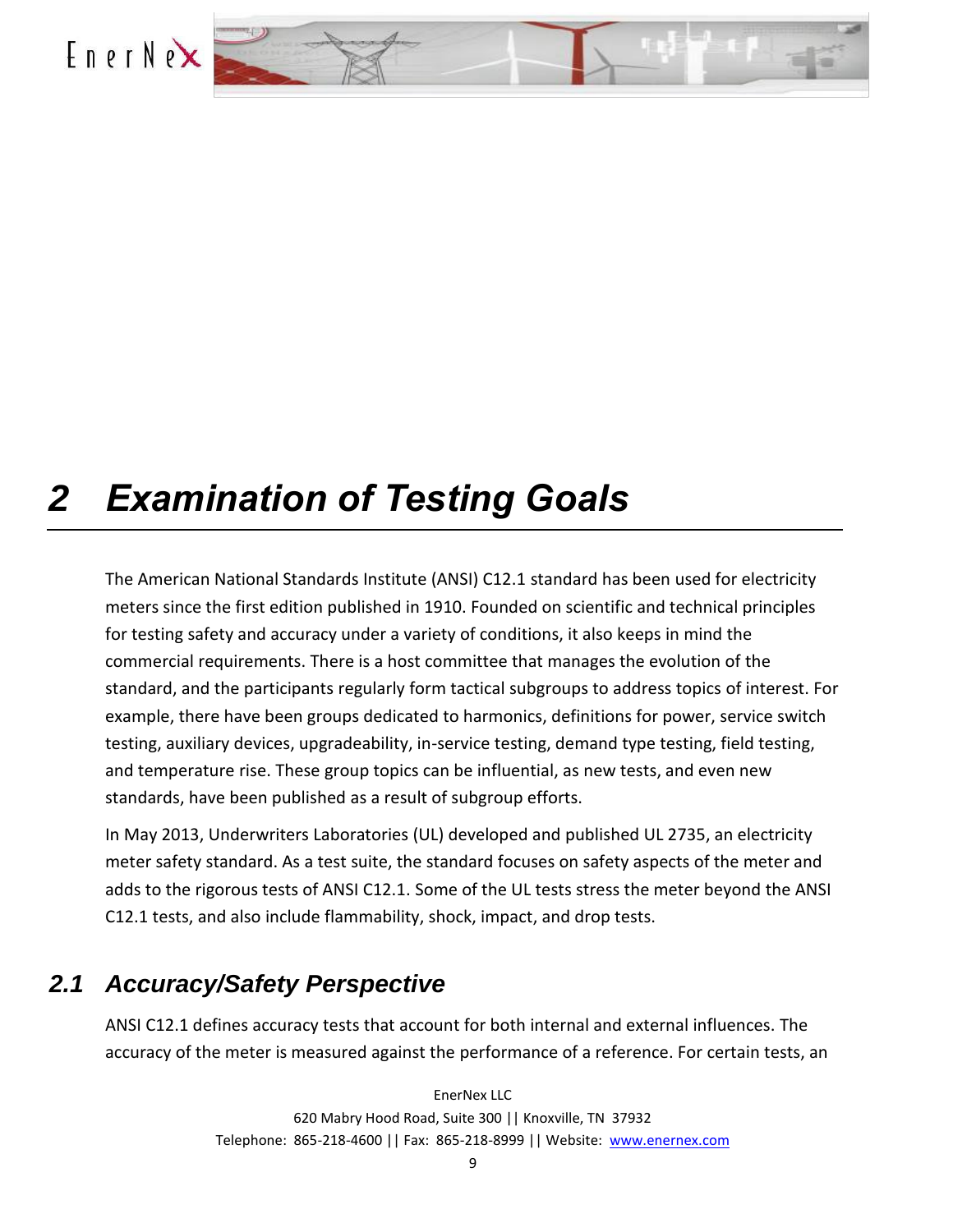# 2 Examination of Testing Goals

The American National Standards Institute (ANSI) C12.1 standard has been used for electricity meters since the first edition published in 1910. Founded on scientific and technical principles for testing safety and accuracy under a variety of conditions, it also keeps in mind the commercial requirements. There is a host committee that manages the evolution of the standard, and the participants regularly form tactical subgroups to address topics of interest. For example, there have been groups dedicated to harmonics, definitions for power, service switch testing, auxiliary devices, upgradeability, in-service testing, demand type testing, field testing, and temperature rise. These group topics can be influential, as new tests, and even new standards, have been published as a result of subgroup efforts.

In May 2013, Underwriters Laboratories (UL) developed and published UL 2735, an electricity meter safety standard. As a test suite, the standard focuses on safety aspects of the meter and adds to the rigorous tests of ANSI C12.1. Some of the UL tests stress the meter beyond the ANSI C12.1 tests, and also include flammability, shock, impact, and drop tests.

## 2.1 Accuracy/Safety Perspective

ANSI C12.1 defines accuracy tests that account for both internal and external influences. The accuracy of the meter is measured against the performance of a reference. For certain tests, an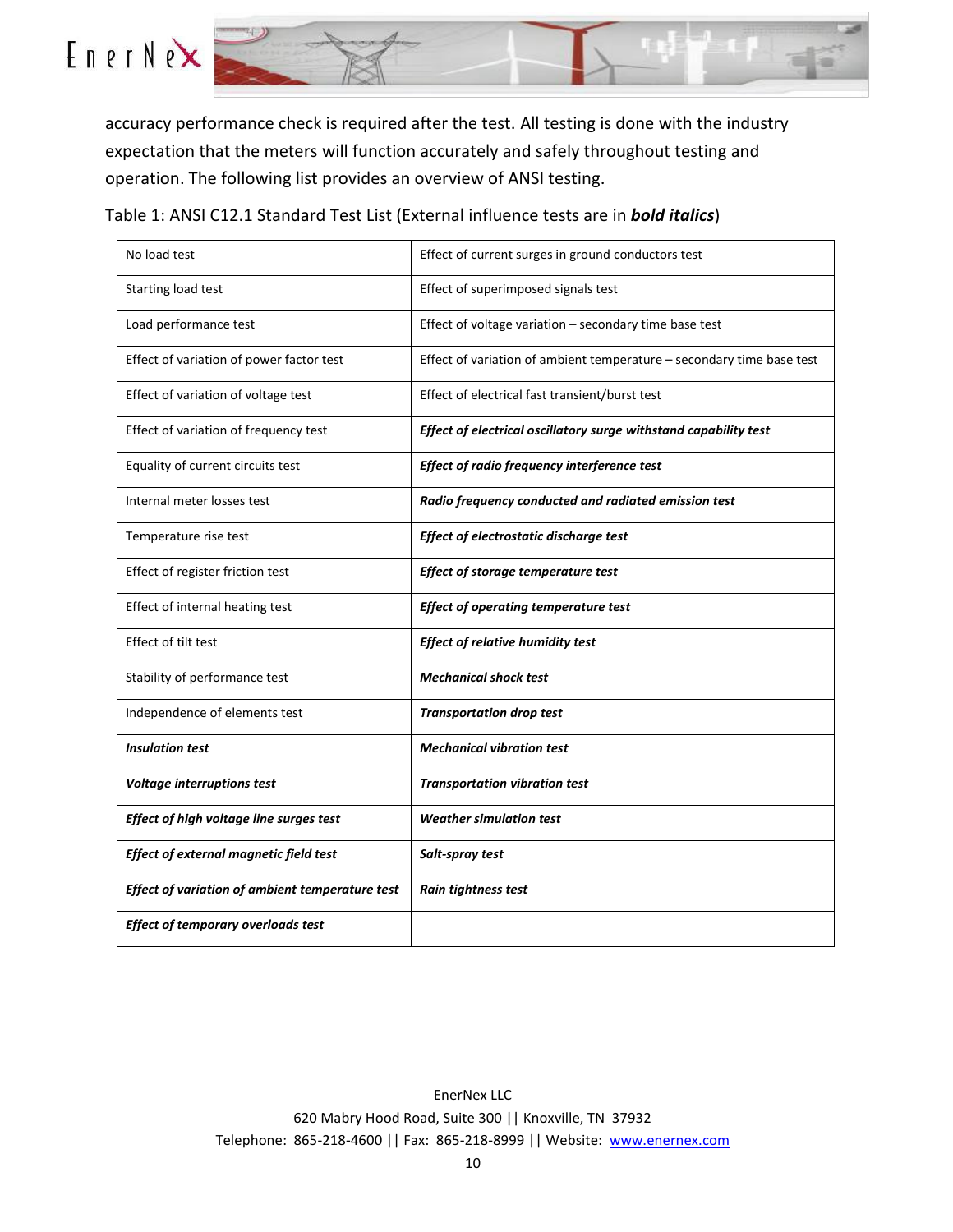accuracy performance check is required after the test. All testing is done with the industry expectation that the meters will function accurately and safely throughout testing and operation. The following list provides an overview of ANSI testing.

Table 1: ANSI C12.1 Standard Test List (External influence tests are in ***bold italics***)

| | |
|---|---|
| No load test | Effect of current surges in ground conductors test |
| Starting load test | Effect of superimposed signals test |
| Load performance test | Effect of voltage variation – secondary time base test |
| Effect of variation of power factor test | Effect of variation of ambient temperature – secondary time base test |
| Effect of variation of voltage test | Effect of electrical fast transient/burst test |
| Effect of variation of frequency test | ***Effect of electrical oscillatory surge withstand capability test*** |
| Equality of current circuits test | ***Effect of radio frequency interference test*** |
| Internal meter losses test | ***Radio frequency conducted and radiated emission test*** |
| Temperature rise test | ***Effect of electrostatic discharge test*** |
| Effect of register friction test | ***Effect of storage temperature test*** |
| Effect of internal heating test | ***Effect of operating temperature test*** |
| Effect of tilt test | ***Effect of relative humidity test*** |
| Stability of performance test | ***Mechanical shock test*** |
| Independence of elements test | ***Transportation drop test*** |
| ***Insulation test*** | ***Mechanical vibration test*** |
| ***Voltage interruptions test*** | ***Transportation vibration test*** |
| ***Effect of high voltage line surges test*** | ***Weather simulation test*** |
| ***Effect of external magnetic field test*** | ***Salt-spray test*** |
| ***Effect of variation of ambient temperature test*** | ***Rain tightness test*** |
| ***Effect of temporary overloads test*** | |

EnerNex LLC
620 Mabry Hood Road, Suite 300 || Knoxville, TN 37932
Telephone: 865-218-4600 || Fax: 865-218-8999 || Website: www.enernex.com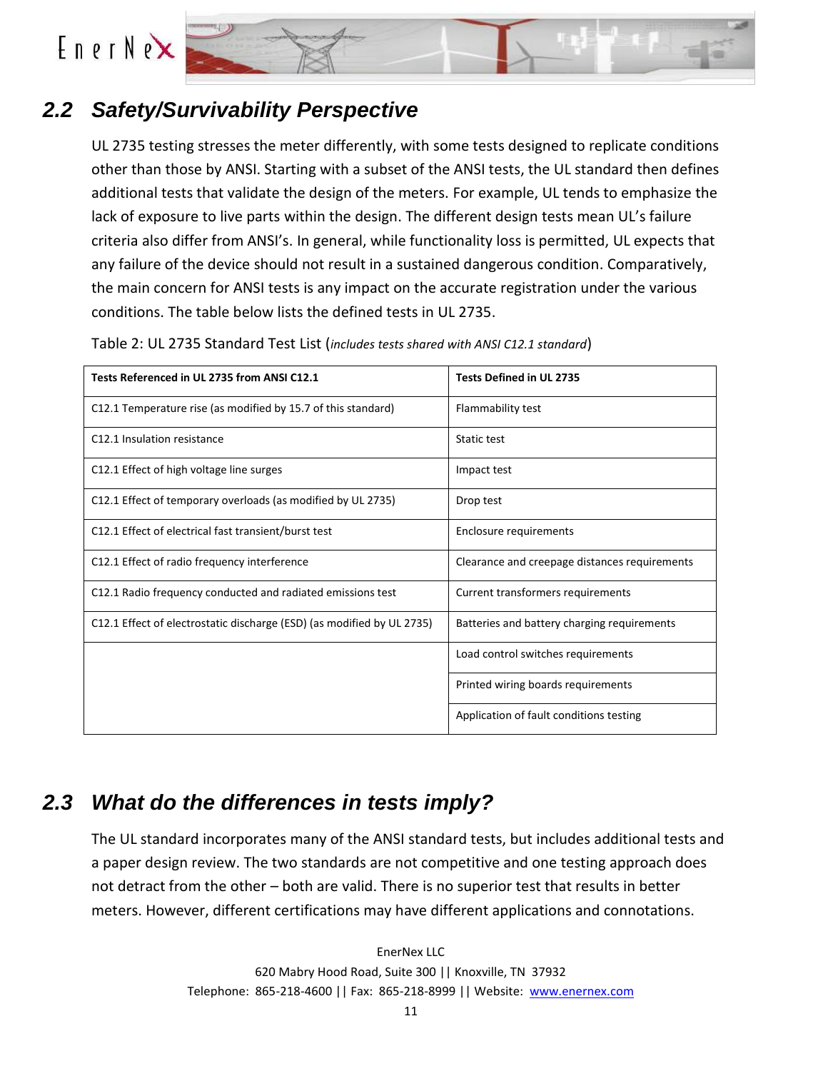## 2.2 Safety/Survivability Perspective

UL 2735 testing stresses the meter differently, with some tests designed to replicate conditions other than those by ANSI. Starting with a subset of the ANSI tests, the UL standard then defines additional tests that validate the design of the meters. For example, UL tends to emphasize the lack of exposure to live parts within the design. The different design tests mean UL's failure criteria also differ from ANSI's. In general, while functionality loss is permitted, UL expects that any failure of the device should not result in a sustained dangerous condition. Comparatively, the main concern for ANSI tests is any impact on the accurate registration under the various conditions. The table below lists the defined tests in UL 2735.

Table 2: UL 2735 Standard Test List (*includes tests shared with ANSI C12.1 standard*)

| Tests Referenced in UL 2735 from ANSI C12.1 | Tests Defined in UL 2735 |
|---|---|
| C12.1 Temperature rise (as modified by 15.7 of this standard) | Flammability test |
| C12.1 Insulation resistance | Static test |
| C12.1 Effect of high voltage line surges | Impact test |
| C12.1 Effect of temporary overloads (as modified by UL 2735) | Drop test |
| C12.1 Effect of electrical fast transient/burst test | Enclosure requirements |
| C12.1 Effect of radio frequency interference | Clearance and creepage distances requirements |
| C12.1 Radio frequency conducted and radiated emissions test | Current transformers requirements |
| C12.1 Effect of electrostatic discharge (ESD) (as modified by UL 2735) | Batteries and battery charging requirements |
| | Load control switches requirements |
| | Printed wiring boards requirements |
| | Application of fault conditions testing |

## 2.3 What do the differences in tests imply?

The UL standard incorporates many of the ANSI standard tests, but includes additional tests and a paper design review. The two standards are not competitive and one testing approach does not detract from the other – both are valid. There is no superior test that results in better meters. However, different certifications may have different applications and connotations.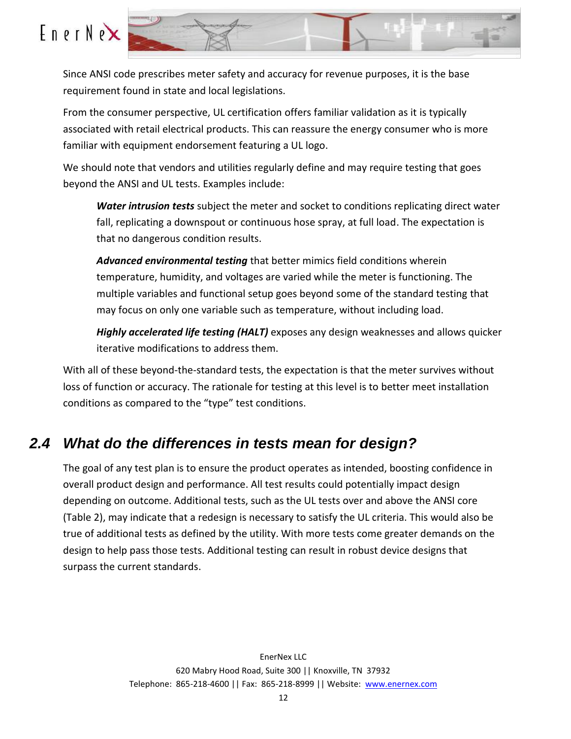Since ANSI code prescribes meter safety and accuracy for revenue purposes, it is the base requirement found in state and local legislations.

From the consumer perspective, UL certification offers familiar validation as it is typically associated with retail electrical products. This can reassure the energy consumer who is more familiar with equipment endorsement featuring a UL logo.

We should note that vendors and utilities regularly define and may require testing that goes beyond the ANSI and UL tests. Examples include:

> ***Water intrusion tests*** subject the meter and socket to conditions replicating direct water fall, replicating a downspout or continuous hose spray, at full load. The expectation is that no dangerous condition results.
>
> ***Advanced environmental testing*** that better mimics field conditions wherein temperature, humidity, and voltages are varied while the meter is functioning. The multiple variables and functional setup goes beyond some of the standard testing that may focus on only one variable such as temperature, without including load.
>
> ***Highly accelerated life testing (HALT)*** exposes any design weaknesses and allows quicker iterative modifications to address them.

With all of these beyond-the-standard tests, the expectation is that the meter survives without loss of function or accuracy. The rationale for testing at this level is to better meet installation conditions as compared to the "type" test conditions.

## 2.4 What do the differences in tests mean for design?

The goal of any test plan is to ensure the product operates as intended, boosting confidence in overall product design and performance. All test results could potentially impact design depending on outcome. Additional tests, such as the UL tests over and above the ANSI core (Table 2), may indicate that a redesign is necessary to satisfy the UL criteria. This would also be true of additional tests as defined by the utility. With more tests come greater demands on the design to help pass those tests. Additional testing can result in robust device designs that surpass the current standards.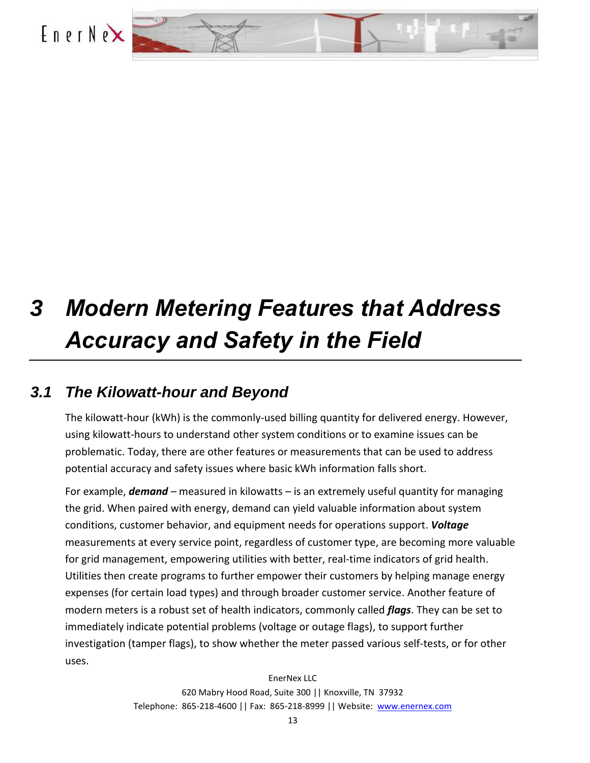# 3 Modern Metering Features that Address Accuracy and Safety in the Field

## 3.1 The Kilowatt-hour and Beyond

The kilowatt-hour (kWh) is the commonly-used billing quantity for delivered energy. However, using kilowatt-hours to understand other system conditions or to examine issues can be problematic. Today, there are other features or measurements that can be used to address potential accuracy and safety issues where basic kWh information falls short.

For example, ***demand*** – measured in kilowatts – is an extremely useful quantity for managing the grid. When paired with energy, demand can yield valuable information about system conditions, customer behavior, and equipment needs for operations support. ***Voltage*** measurements at every service point, regardless of customer type, are becoming more valuable for grid management, empowering utilities with better, real-time indicators of grid health. Utilities then create programs to further empower their customers by helping manage energy expenses (for certain load types) and through broader customer service. Another feature of modern meters is a robust set of health indicators, commonly called ***flags***. They can be set to immediately indicate potential problems (voltage or outage flags), to support further investigation (tamper flags), to show whether the meter passed various self-tests, or for other uses.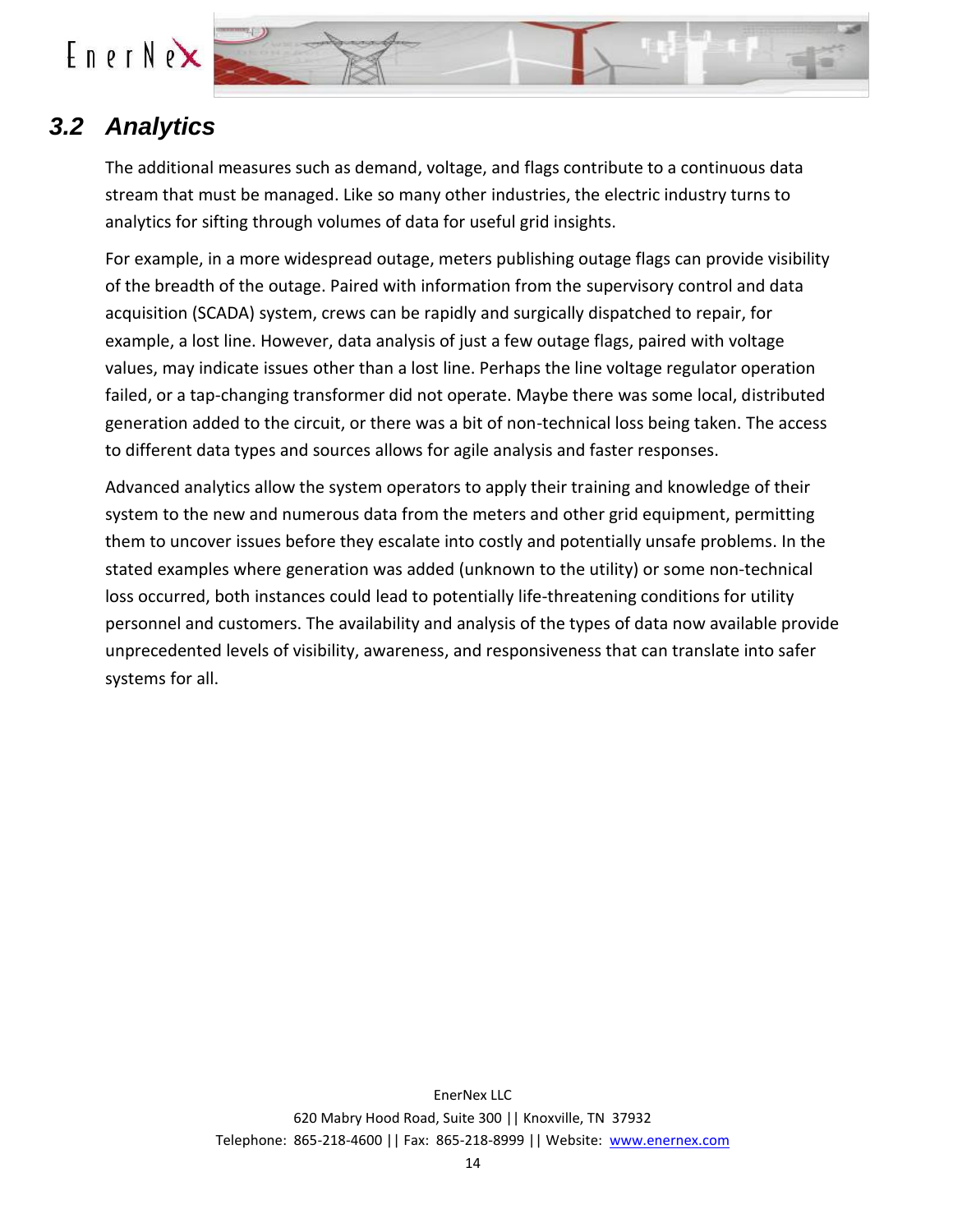## 3.2 Analytics

The additional measures such as demand, voltage, and flags contribute to a continuous data stream that must be managed. Like so many other industries, the electric industry turns to analytics for sifting through volumes of data for useful grid insights.

For example, in a more widespread outage, meters publishing outage flags can provide visibility of the breadth of the outage. Paired with information from the supervisory control and data acquisition (SCADA) system, crews can be rapidly and surgically dispatched to repair, for example, a lost line. However, data analysis of just a few outage flags, paired with voltage values, may indicate issues other than a lost line. Perhaps the line voltage regulator operation failed, or a tap-changing transformer did not operate. Maybe there was some local, distributed generation added to the circuit, or there was a bit of non-technical loss being taken. The access to different data types and sources allows for agile analysis and faster responses.

Advanced analytics allow the system operators to apply their training and knowledge of their system to the new and numerous data from the meters and other grid equipment, permitting them to uncover issues before they escalate into costly and potentially unsafe problems. In the stated examples where generation was added (unknown to the utility) or some non-technical loss occurred, both instances could lead to potentially life-threatening conditions for utility personnel and customers. The availability and analysis of the types of data now available provide unprecedented levels of visibility, awareness, and responsiveness that can translate into safer systems for all.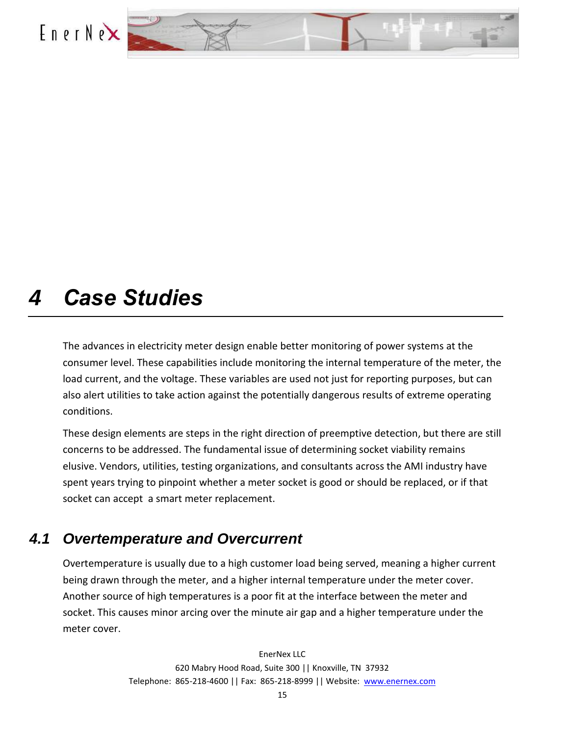# 4 Case Studies

The advances in electricity meter design enable better monitoring of power systems at the consumer level. These capabilities include monitoring the internal temperature of the meter, the load current, and the voltage. These variables are used not just for reporting purposes, but can also alert utilities to take action against the potentially dangerous results of extreme operating conditions.

These design elements are steps in the right direction of preemptive detection, but there are still concerns to be addressed. The fundamental issue of determining socket viability remains elusive. Vendors, utilities, testing organizations, and consultants across the AMI industry have spent years trying to pinpoint whether a meter socket is good or should be replaced, or if that socket can accept a smart meter replacement.

## 4.1 Overtemperature and Overcurrent

Overtemperature is usually due to a high customer load being served, meaning a higher current being drawn through the meter, and a higher internal temperature under the meter cover. Another source of high temperatures is a poor fit at the interface between the meter and socket. This causes minor arcing over the minute air gap and a higher temperature under the meter cover.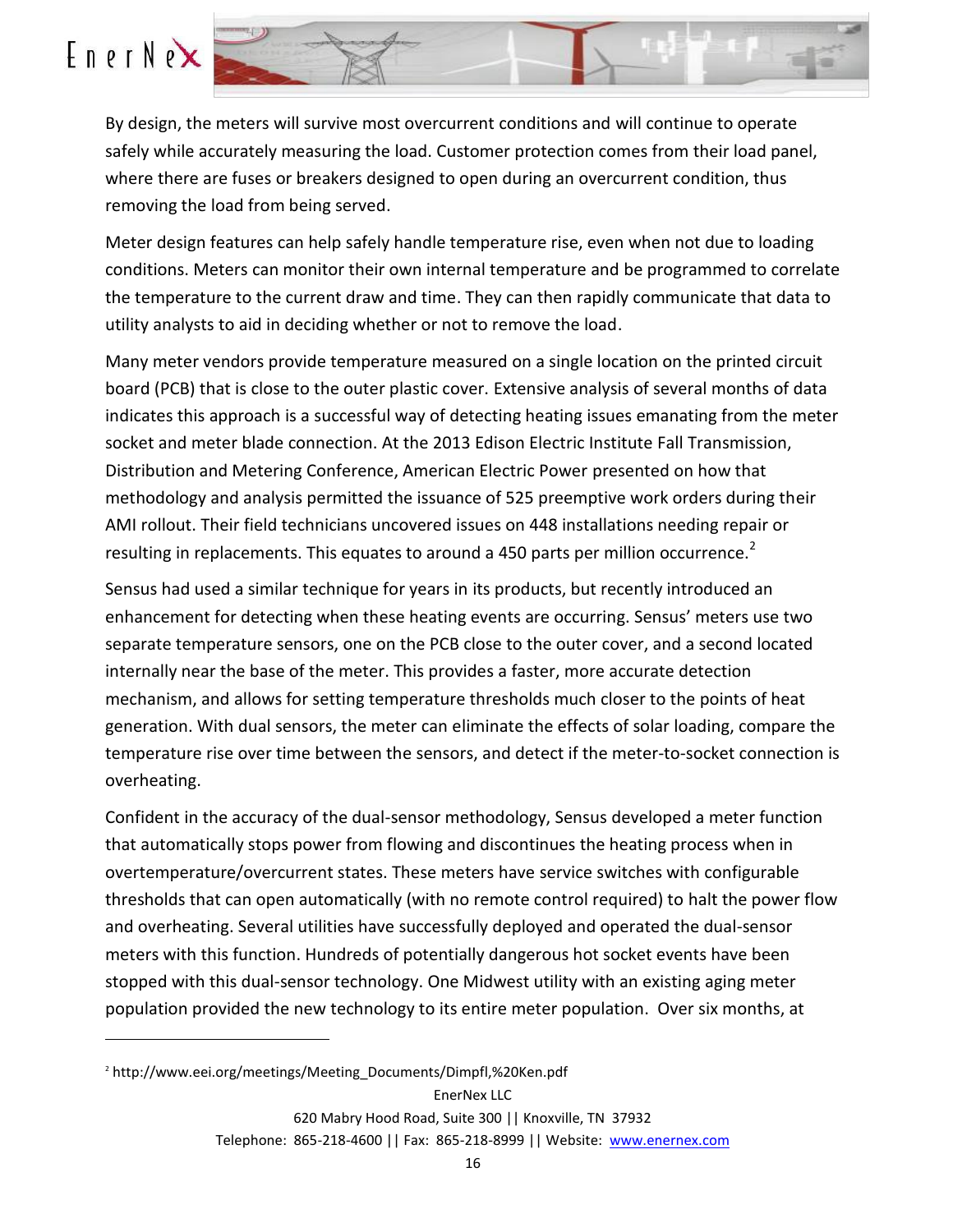By design, the meters will survive most overcurrent conditions and will continue to operate safely while accurately measuring the load. Customer protection comes from their load panel, where there are fuses or breakers designed to open during an overcurrent condition, thus removing the load from being served.

Meter design features can help safely handle temperature rise, even when not due to loading conditions. Meters can monitor their own internal temperature and be programmed to correlate the temperature to the current draw and time. They can then rapidly communicate that data to utility analysts to aid in deciding whether or not to remove the load.

Many meter vendors provide temperature measured on a single location on the printed circuit board (PCB) that is close to the outer plastic cover. Extensive analysis of several months of data indicates this approach is a successful way of detecting heating issues emanating from the meter socket and meter blade connection. At the 2013 Edison Electric Institute Fall Transmission, Distribution and Metering Conference, American Electric Power presented on how that methodology and analysis permitted the issuance of 525 preemptive work orders during their AMI rollout. Their field technicians uncovered issues on 448 installations needing repair or resulting in replacements. This equates to around a 450 parts per million occurrence.[2]

Sensus had used a similar technique for years in its products, but recently introduced an enhancement for detecting when these heating events are occurring. Sensus' meters use two separate temperature sensors, one on the PCB close to the outer cover, and a second located internally near the base of the meter. This provides a faster, more accurate detection mechanism, and allows for setting temperature thresholds much closer to the points of heat generation. With dual sensors, the meter can eliminate the effects of solar loading, compare the temperature rise over time between the sensors, and detect if the meter-to-socket connection is overheating.

Confident in the accuracy of the dual-sensor methodology, Sensus developed a meter function that automatically stops power from flowing and discontinues the heating process when in overtemperature/overcurrent states. These meters have service switches with configurable thresholds that can open automatically (with no remote control required) to halt the power flow and overheating. Several utilities have successfully deployed and operated the dual-sensor meters with this function. Hundreds of potentially dangerous hot socket events have been stopped with this dual-sensor technology. One Midwest utility with an existing aging meter population provided the new technology to its entire meter population. Over six months, at

[2] http://www.eei.org/meetings/Meeting_Documents/Dimpfl,%20Ken.pdf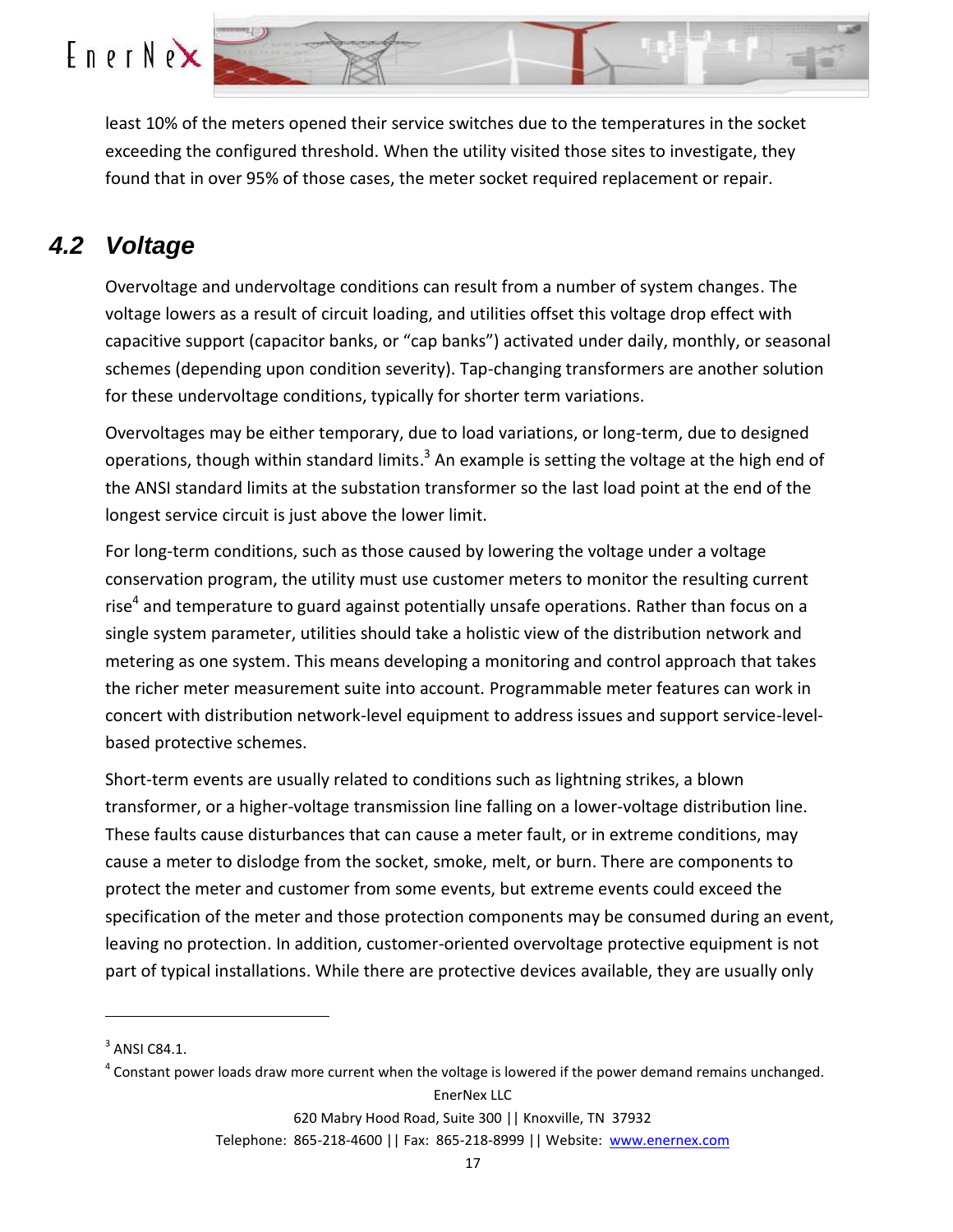least 10% of the meters opened their service switches due to the temperatures in the socket exceeding the configured threshold. When the utility visited those sites to investigate, they found that in over 95% of those cases, the meter socket required replacement or repair.

## 4.2 Voltage

Overvoltage and undervoltage conditions can result from a number of system changes. The voltage lowers as a result of circuit loading, and utilities offset this voltage drop effect with capacitive support (capacitor banks, or “cap banks”) activated under daily, monthly, or seasonal schemes (depending upon condition severity). Tap-changing transformers are another solution for these undervoltage conditions, typically for shorter term variations.

Overvoltages may be either temporary, due to load variations, or long-term, due to designed operations, though within standard limits.[3] An example is setting the voltage at the high end of the ANSI standard limits at the substation transformer so the last load point at the end of the longest service circuit is just above the lower limit.

For long-term conditions, such as those caused by lowering the voltage under a voltage conservation program, the utility must use customer meters to monitor the resulting current rise[4] and temperature to guard against potentially unsafe operations. Rather than focus on a single system parameter, utilities should take a holistic view of the distribution network and metering as one system. This means developing a monitoring and control approach that takes the richer meter measurement suite into account. Programmable meter features can work in concert with distribution network-level equipment to address issues and support service-level-based protective schemes.

Short-term events are usually related to conditions such as lightning strikes, a blown transformer, or a higher-voltage transmission line falling on a lower-voltage distribution line. These faults cause disturbances that can cause a meter fault, or in extreme conditions, may cause a meter to dislodge from the socket, smoke, melt, or burn. There are components to protect the meter and customer from some events, but extreme events could exceed the specification of the meter and those protection components may be consumed during an event, leaving no protection. In addition, customer-oriented overvoltage protective equipment is not part of typical installations. While there are protective devices available, they are usually only

---

[3] ANSI C84.1.

[4] Constant power loads draw more current when the voltage is lowered if the power demand remains unchanged.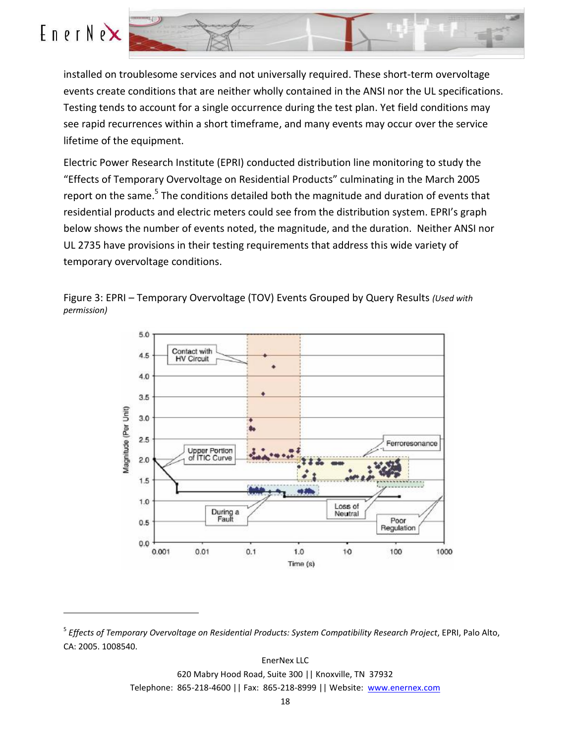installed on troublesome services and not universally required. These short-term overvoltage events create conditions that are neither wholly contained in the ANSI nor the UL specifications. Testing tends to account for a single occurrence during the test plan. Yet field conditions may see rapid recurrences within a short timeframe, and many events may occur over the service lifetime of the equipment.

Electric Power Research Institute (EPRI) conducted distribution line monitoring to study the "Effects of Temporary Overvoltage on Residential Products" culminating in the March 2005 report on the same.[5] The conditions detailed both the magnitude and duration of events that residential products and electric meters could see from the distribution system. EPRI's graph below shows the number of events noted, the magnitude, and the duration. Neither ANSI nor UL 2735 have provisions in their testing requirements that address this wide variety of temporary overvoltage conditions.

Figure 3: EPRI – Temporary Overvoltage (TOV) Events Grouped by Query Results *(Used with permission)*

[5] *Effects of Temporary Overvoltage on Residential Products: System Compatibility Research Project*, EPRI, Palo Alto, CA: 2005. 1008540.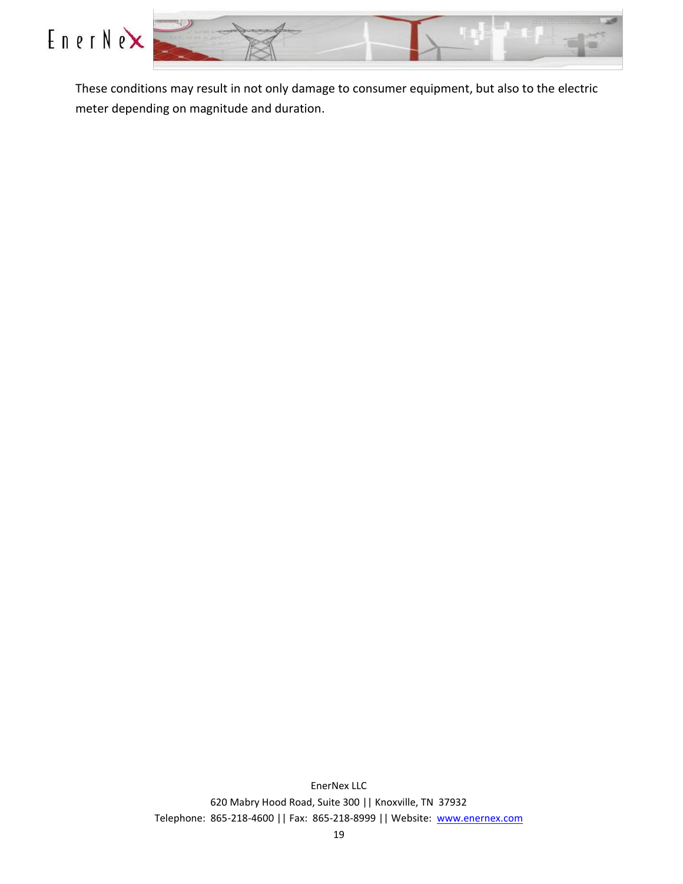These conditions may result in not only damage to consumer equipment, but also to the electric meter depending on magnitude and duration.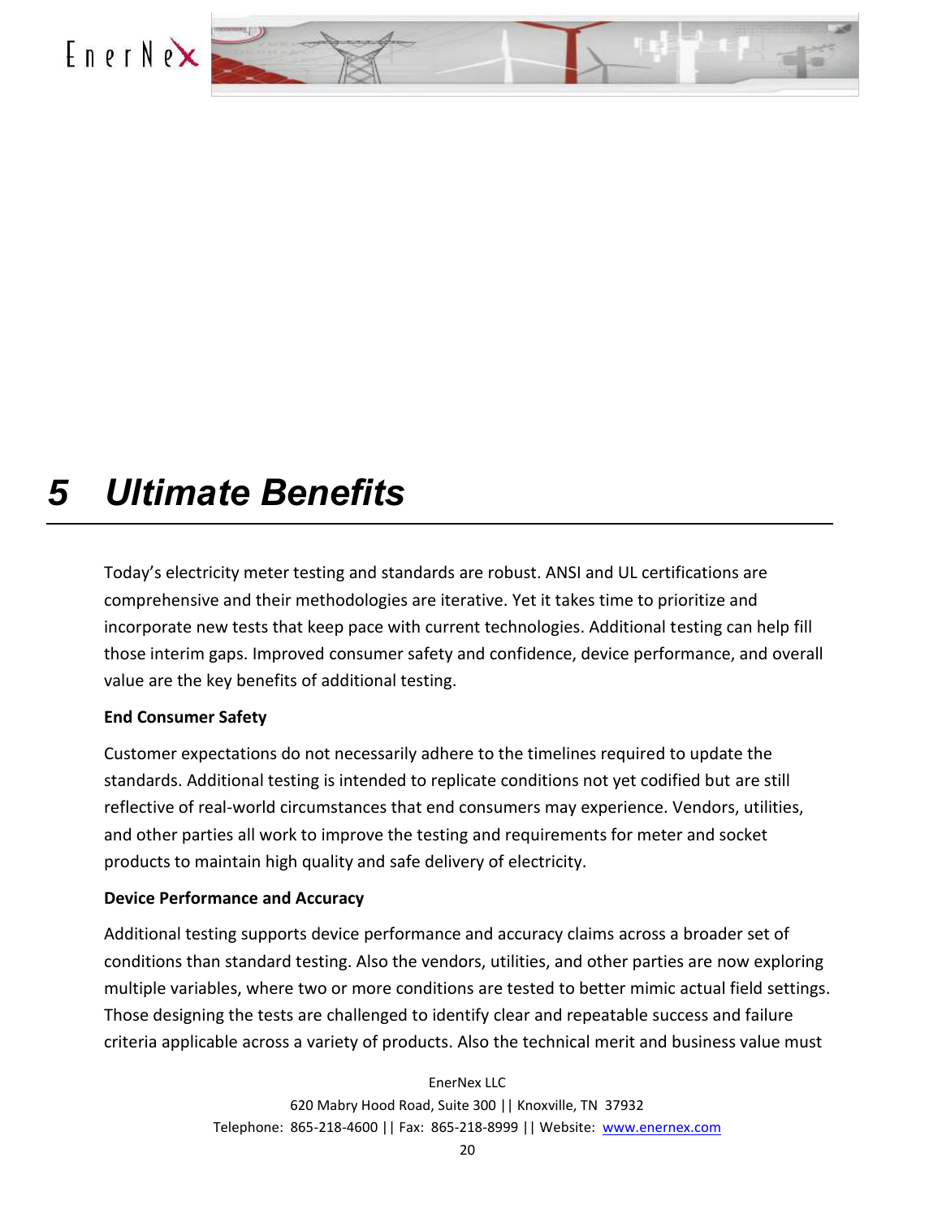# 5 Ultimate Benefits

Today's electricity meter testing and standards are robust. ANSI and UL certifications are comprehensive and their methodologies are iterative. Yet it takes time to prioritize and incorporate new tests that keep pace with current technologies. Additional testing can help fill those interim gaps. Improved consumer safety and confidence, device performance, and overall value are the key benefits of additional testing.

**End Consumer Safety**

Customer expectations do not necessarily adhere to the timelines required to update the standards. Additional testing is intended to replicate conditions not yet codified but are still reflective of real-world circumstances that end consumers may experience. Vendors, utilities, and other parties all work to improve the testing and requirements for meter and socket products to maintain high quality and safe delivery of electricity.

**Device Performance and Accuracy**

Additional testing supports device performance and accuracy claims across a broader set of conditions than standard testing. Also the vendors, utilities, and other parties are now exploring multiple variables, where two or more conditions are tested to better mimic actual field settings. Those designing the tests are challenged to identify clear and repeatable success and failure criteria applicable across a variety of products. Also the technical merit and business value must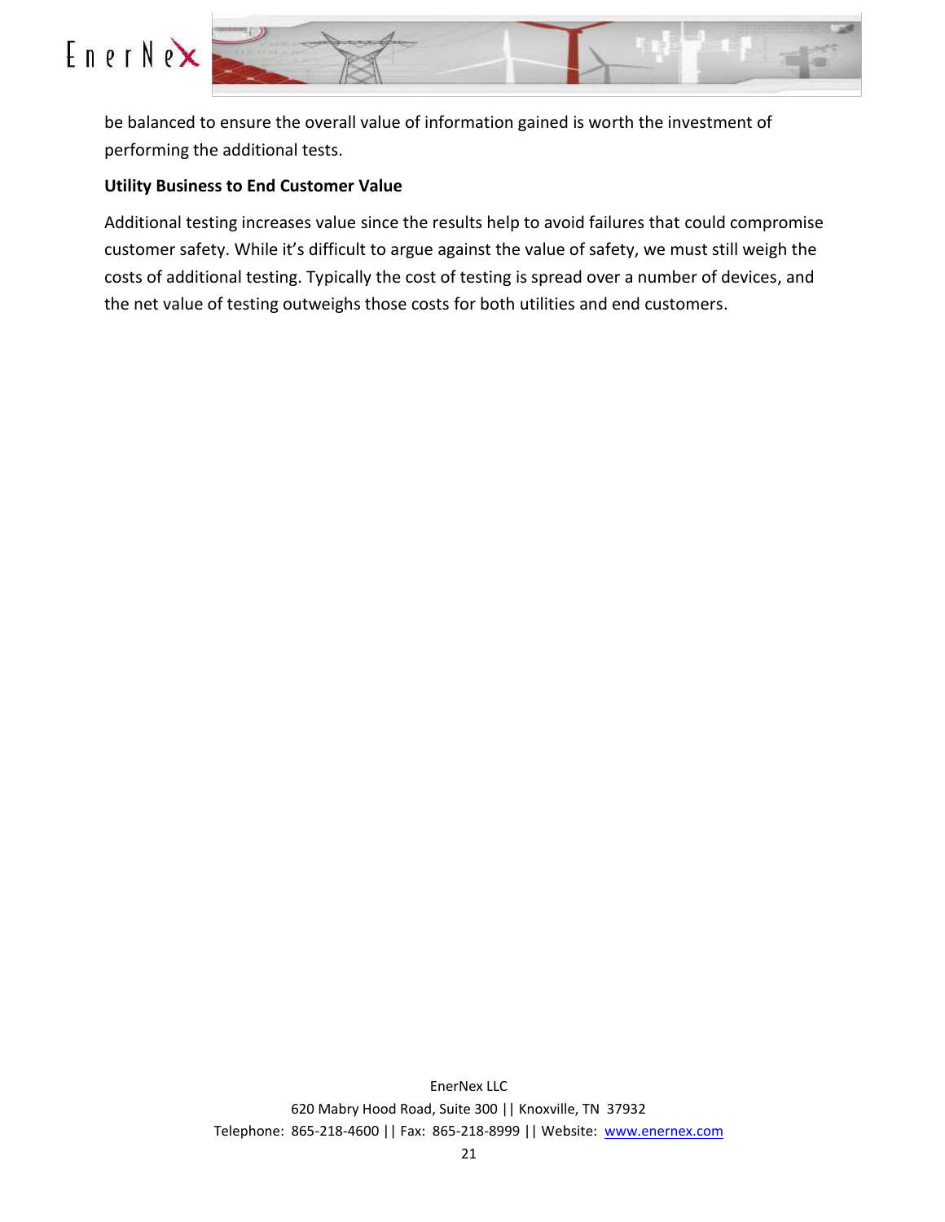be balanced to ensure the overall value of information gained is worth the investment of performing the additional tests.

**Utility Business to End Customer Value**

Additional testing increases value since the results help to avoid failures that could compromise customer safety. While it's difficult to argue against the value of safety, we must still weigh the costs of additional testing. Typically the cost of testing is spread over a number of devices, and the net value of testing outweighs those costs for both utilities and end customers.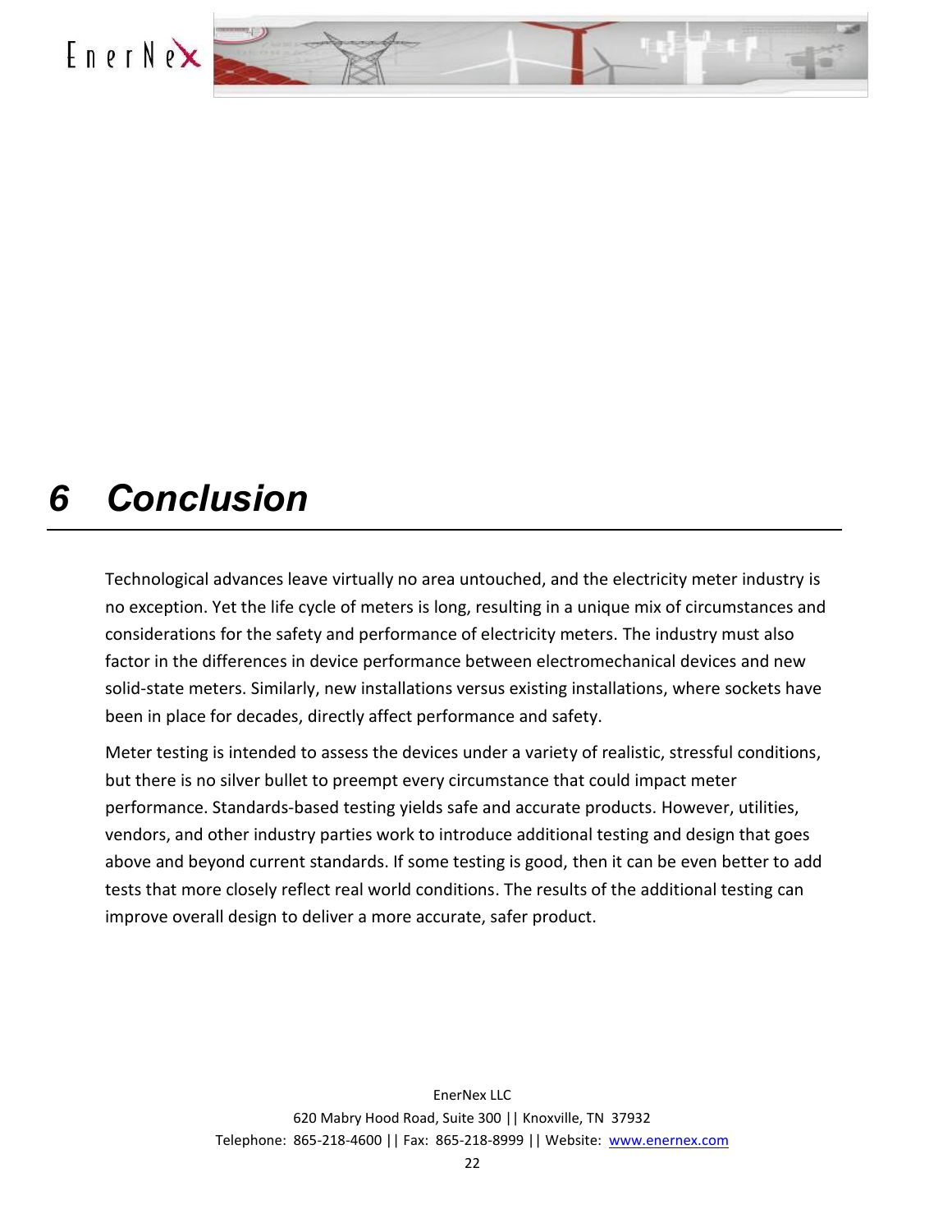# 6 Conclusion

Technological advances leave virtually no area untouched, and the electricity meter industry is no exception. Yet the life cycle of meters is long, resulting in a unique mix of circumstances and considerations for the safety and performance of electricity meters. The industry must also factor in the differences in device performance between electromechanical devices and new solid-state meters. Similarly, new installations versus existing installations, where sockets have been in place for decades, directly affect performance and safety.

Meter testing is intended to assess the devices under a variety of realistic, stressful conditions, but there is no silver bullet to preempt every circumstance that could impact meter performance. Standards-based testing yields safe and accurate products. However, utilities, vendors, and other industry parties work to introduce additional testing and design that goes above and beyond current standards. If some testing is good, then it can be even better to add tests that more closely reflect real world conditions. The results of the additional testing can improve overall design to deliver a more accurate, safer product.